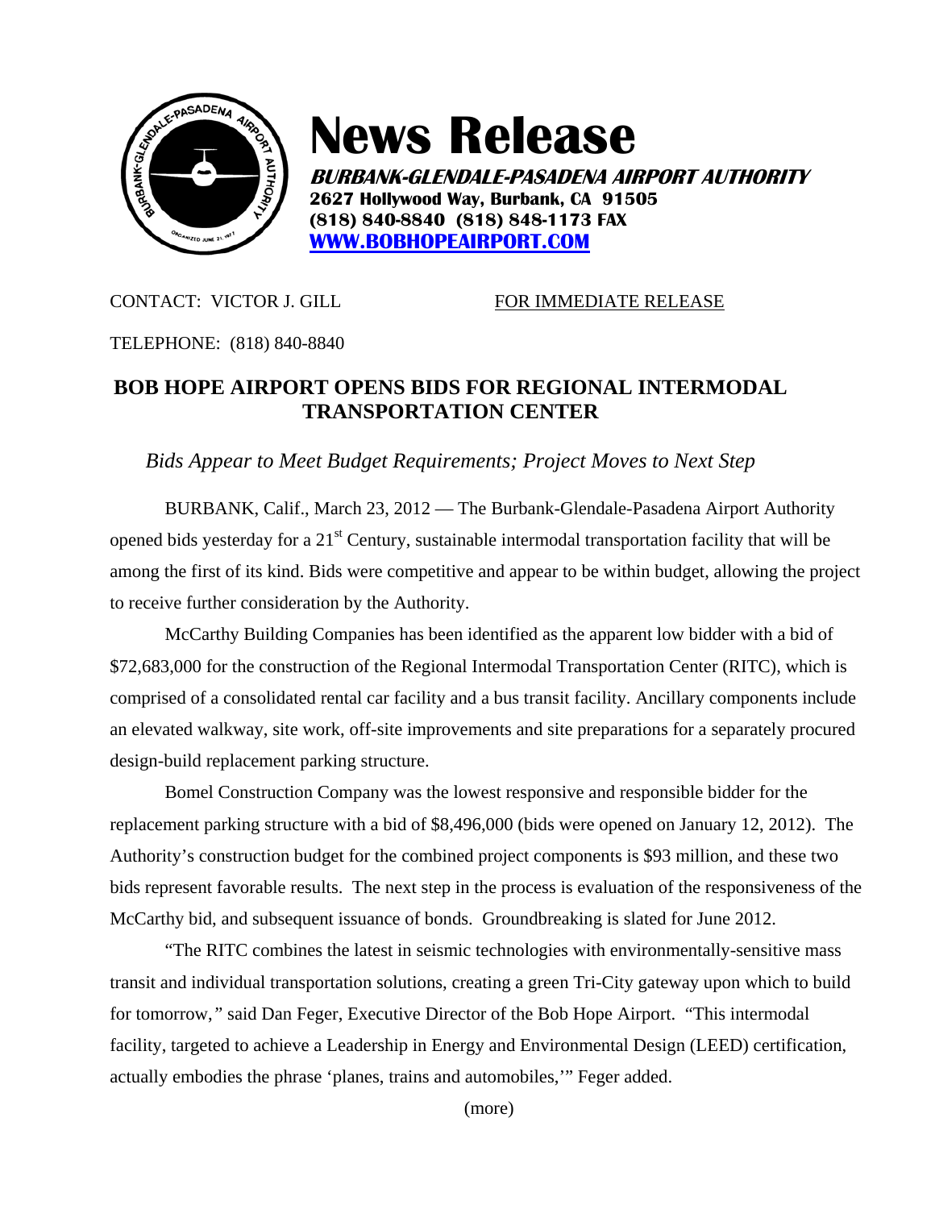# News Release

***BURBANK-GLENDALE-PASADENA AIRPORT AUTHORITY***
**2627 Hollywood Way, Burbank, CA 91505**
**(818) 840-8840 (818) 848-1173 FAX**
**[WWW.BOBHOPEAIRPORT.COM](http://WWW.BOBHOPEAIRPORT.COM)**

CONTACT: VICTOR J. GILL

FOR IMMEDIATE RELEASE

TELEPHONE: (818) 840-8840

## BOB HOPE AIRPORT OPENS BIDS FOR REGIONAL INTERMODAL TRANSPORTATION CENTER

*Bids Appear to Meet Budget Requirements; Project Moves to Next Step*

BURBANK, Calif., March 23, 2012 — The Burbank-Glendale-Pasadena Airport Authority opened bids yesterday for a 21st Century, sustainable intermodal transportation facility that will be among the first of its kind. Bids were competitive and appear to be within budget, allowing the project to receive further consideration by the Authority.

McCarthy Building Companies has been identified as the apparent low bidder with a bid of $72,683,000 for the construction of the Regional Intermodal Transportation Center (RITC), which is comprised of a consolidated rental car facility and a bus transit facility. Ancillary components include an elevated walkway, site work, off-site improvements and site preparations for a separately procured design-build replacement parking structure.

Bomel Construction Company was the lowest responsive and responsible bidder for the replacement parking structure with a bid of $8,496,000 (bids were opened on January 12, 2012). The Authority's construction budget for the combined project components is $93 million, and these two bids represent favorable results. The next step in the process is evaluation of the responsiveness of the McCarthy bid, and subsequent issuance of bonds. Groundbreaking is slated for June 2012.

"The RITC combines the latest in seismic technologies with environmentally-sensitive mass transit and individual transportation solutions, creating a green Tri-City gateway upon which to build for tomorrow," said Dan Feger, Executive Director of the Bob Hope Airport. "This intermodal facility, targeted to achieve a Leadership in Energy and Environmental Design (LEED) certification, actually embodies the phrase 'planes, trains and automobiles,'" Feger added.

(more)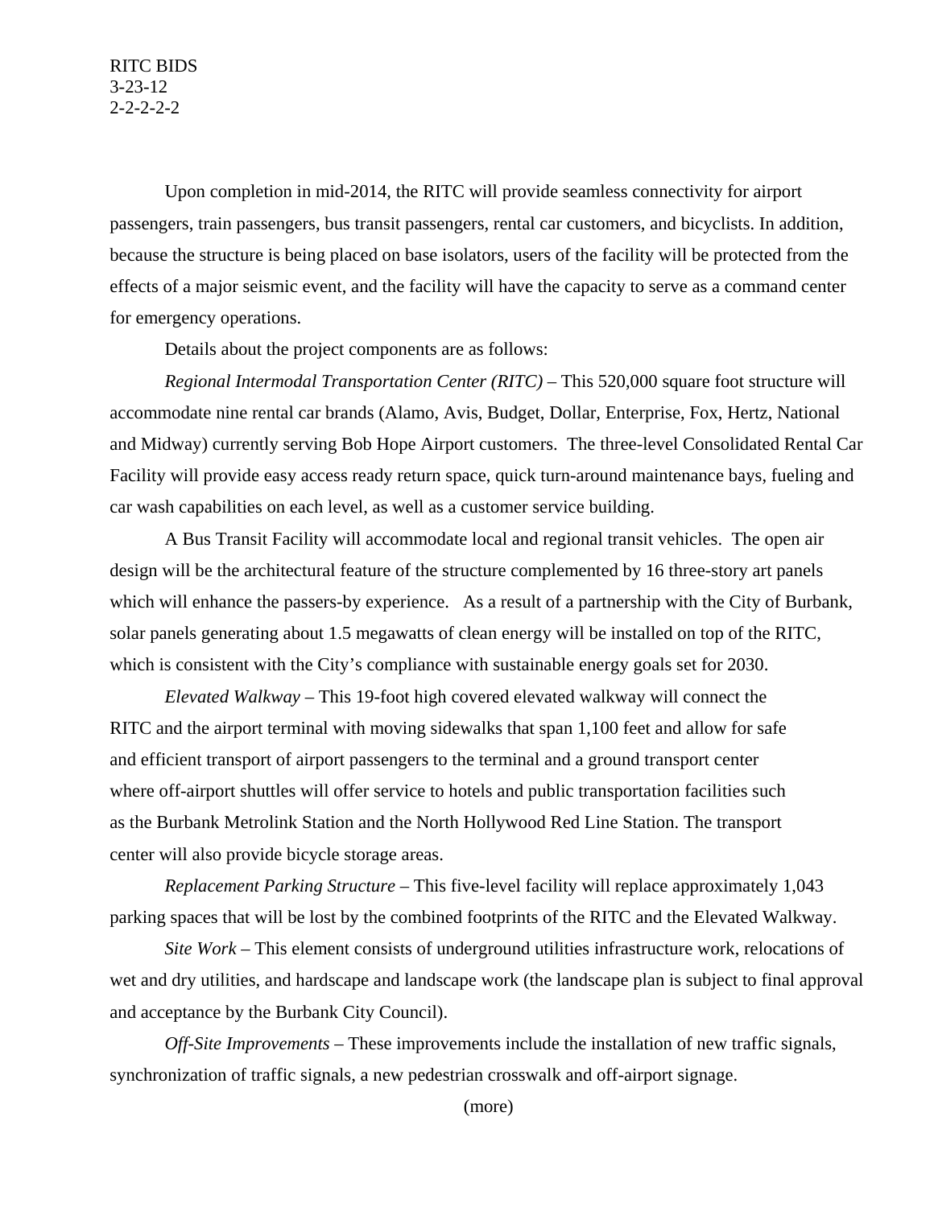Upon completion in mid-2014, the RITC will provide seamless connectivity for airport passengers, train passengers, bus transit passengers, rental car customers, and bicyclists. In addition, because the structure is being placed on base isolators, users of the facility will be protected from the effects of a major seismic event, and the facility will have the capacity to serve as a command center for emergency operations.

Details about the project components are as follows:

*Regional Intermodal Transportation Center (RITC)* – This 520,000 square foot structure will accommodate nine rental car brands (Alamo, Avis, Budget, Dollar, Enterprise, Fox, Hertz, National and Midway) currently serving Bob Hope Airport customers. The three-level Consolidated Rental Car Facility will provide easy access ready return space, quick turn-around maintenance bays, fueling and car wash capabilities on each level, as well as a customer service building.

A Bus Transit Facility will accommodate local and regional transit vehicles. The open air design will be the architectural feature of the structure complemented by 16 three-story art panels which will enhance the passers-by experience. As a result of a partnership with the City of Burbank, solar panels generating about 1.5 megawatts of clean energy will be installed on top of the RITC, which is consistent with the City's compliance with sustainable energy goals set for 2030.

*Elevated Walkway* – This 19-foot high covered elevated walkway will connect the RITC and the airport terminal with moving sidewalks that span 1,100 feet and allow for safe and efficient transport of airport passengers to the terminal and a ground transport center where off-airport shuttles will offer service to hotels and public transportation facilities such as the Burbank Metrolink Station and the North Hollywood Red Line Station. The transport center will also provide bicycle storage areas.

*Replacement Parking Structure* – This five-level facility will replace approximately 1,043 parking spaces that will be lost by the combined footprints of the RITC and the Elevated Walkway.

*Site Work* – This element consists of underground utilities infrastructure work, relocations of wet and dry utilities, and hardscape and landscape work (the landscape plan is subject to final approval and acceptance by the Burbank City Council).

*Off-Site Improvements* – These improvements include the installation of new traffic signals, synchronization of traffic signals, a new pedestrian crosswalk and off-airport signage.

(more)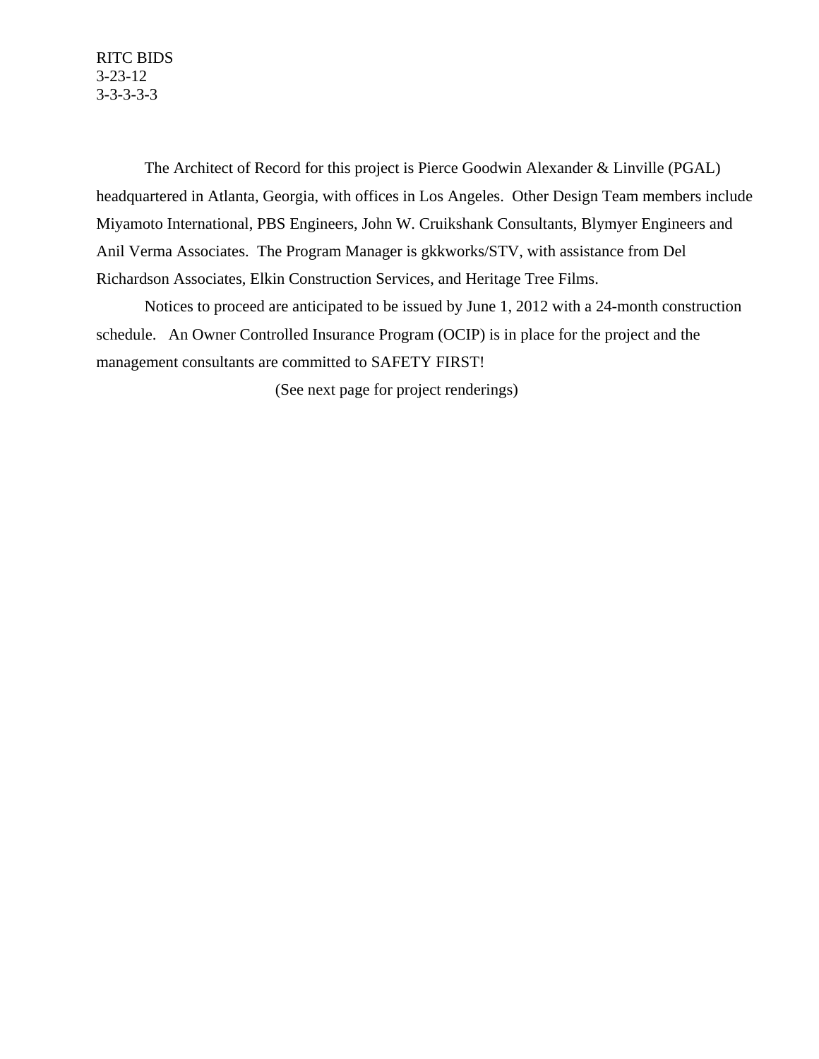RITC BIDS
3-23-12
3-3-3-3-3

The Architect of Record for this project is Pierce Goodwin Alexander & Linville (PGAL) headquartered in Atlanta, Georgia, with offices in Los Angeles. Other Design Team members include Miyamoto International, PBS Engineers, John W. Cruikshank Consultants, Blymyer Engineers and Anil Verma Associates. The Program Manager is gkkworks/STV, with assistance from Del Richardson Associates, Elkin Construction Services, and Heritage Tree Films.

Notices to proceed are anticipated to be issued by June 1, 2012 with a 24-month construction schedule. An Owner Controlled Insurance Program (OCIP) is in place for the project and the management consultants are committed to SAFETY FIRST!

(See next page for project renderings)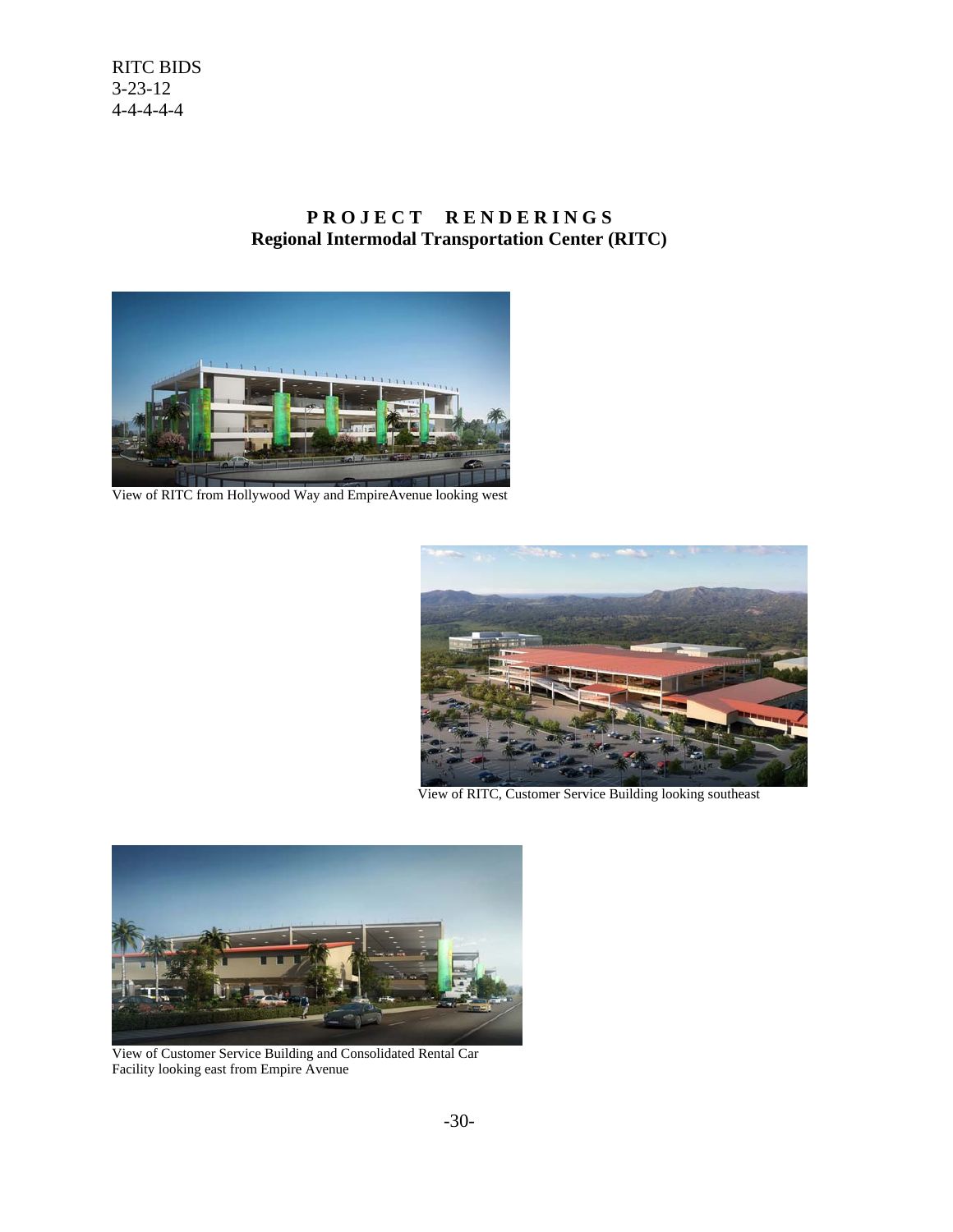RITC BIDS
3-23-12
4-4-4-4-4

# PROJECT RENDERINGS
## Regional Intermodal Transportation Center (RITC)

View of RITC from Hollywood Way and EmpireAvenue looking west

View of RITC, Customer Service Building looking southeast

View of Customer Service Building and Consolidated Rental Car Facility looking east from Empire Avenue